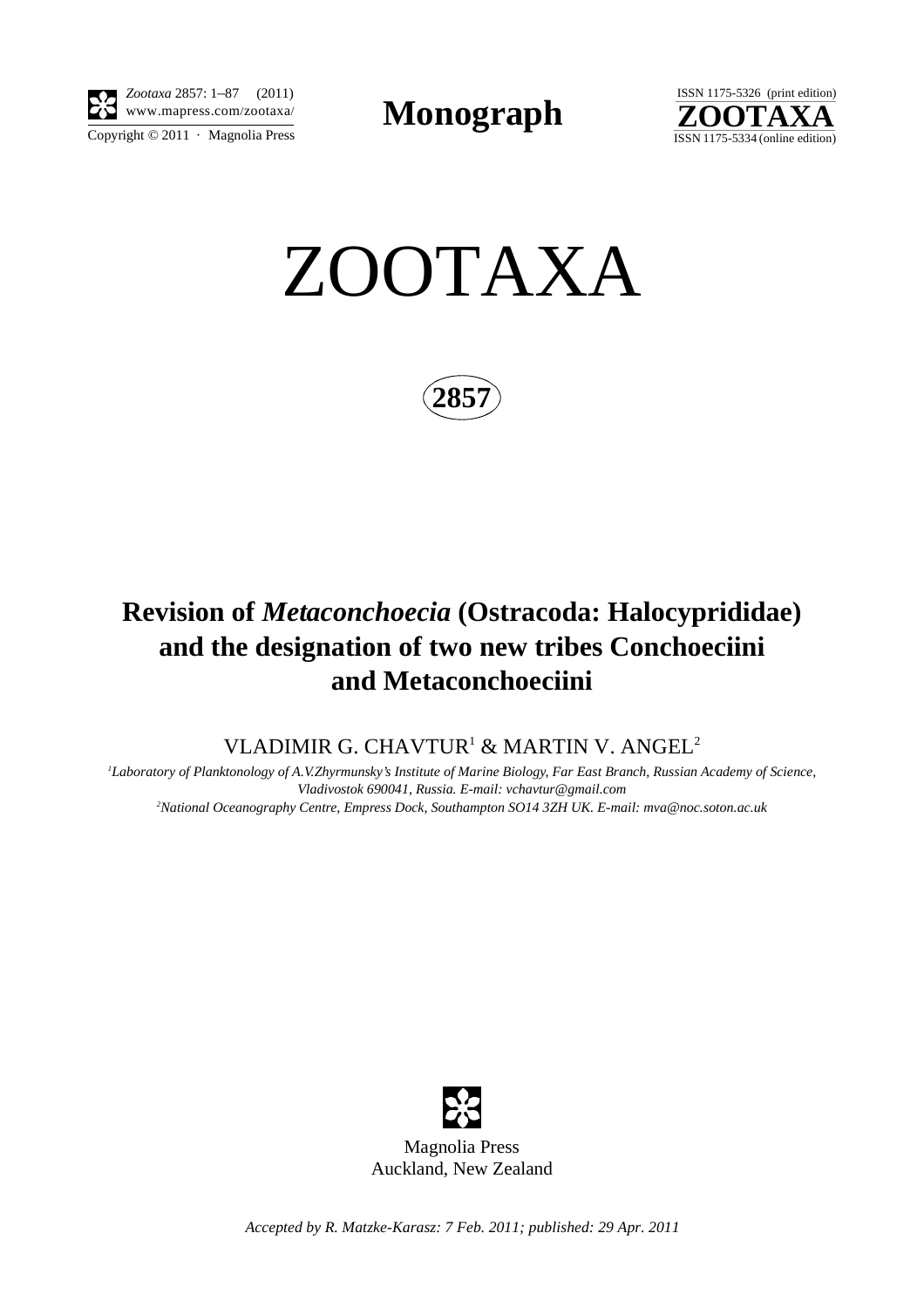Monograph

# ZOOTAXA

**2857**

## Revision of *Metaconchoecia* (Ostracoda: Halocyprididae) and the designation of two new tribes Conchoeciini and Metaconchoeciini

VLADIMIR G. CHAVTUR[1] & MARTIN V. ANGEL[2]

*[1]Laboratory of Planktonology of A.V.Zhyrmunsky's Institute of Marine Biology, Far East Branch, Russian Academy of Science, Vladivostok 690041, Russia. E-mail: vchavtur@gmail.com*
*[2]National Oceanography Centre, Empress Dock, Southampton SO14 3ZH UK. E-mail: mva@noc.soton.ac.uk*

Magnolia Press
Auckland, New Zealand

*Accepted by R. Matzke-Karasz: 7 Feb. 2011; published: 29 Apr. 2011*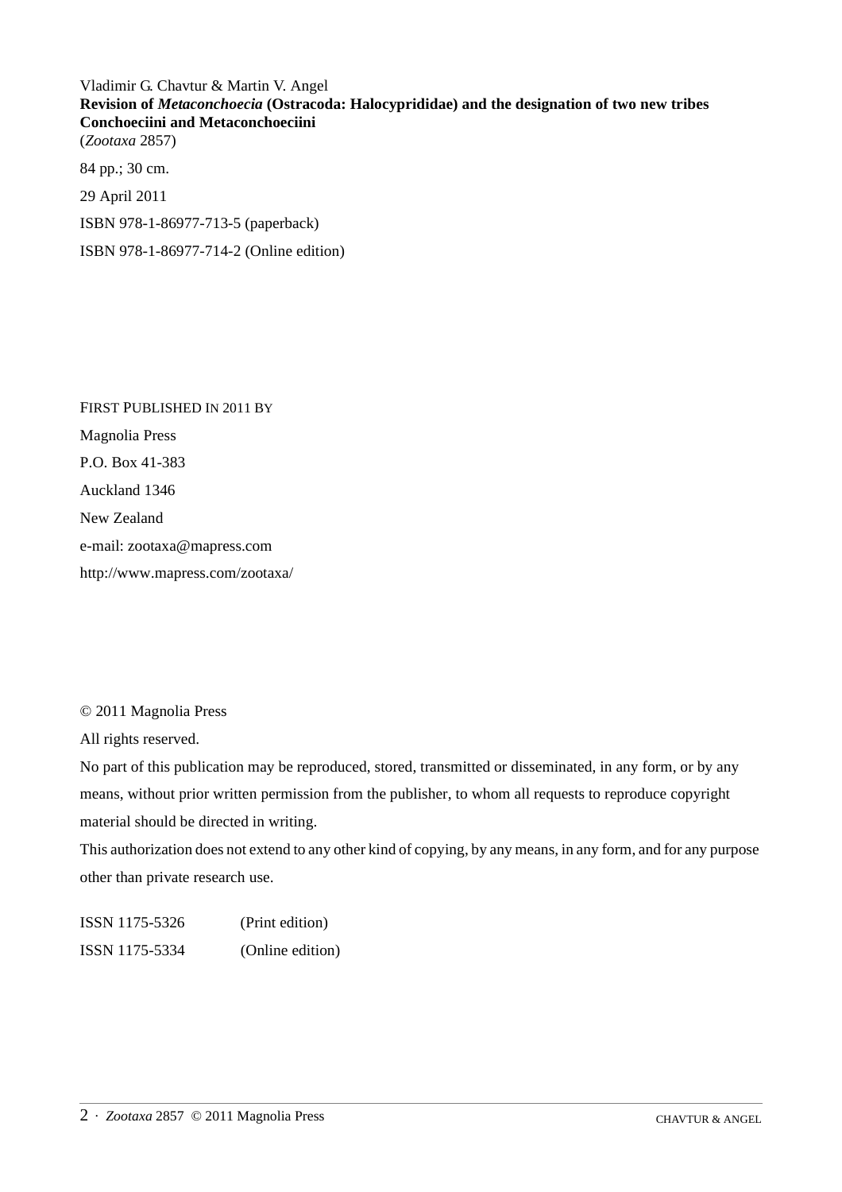Vladimir G. Chavtur & Martin V. Angel
**Revision of *Metaconchoecia* (Ostracoda: Halocyprididae) and the designation of two new tribes Conchoeciini and Metaconchoeciini**
(*Zootaxa* 2857)

84 pp.; 30 cm.

29 April 2011

ISBN 978-1-86977-713-5 (paperback)

ISBN 978-1-86977-714-2 (Online edition)

FIRST PUBLISHED IN 2011 BY

Magnolia Press

P.O. Box 41-383

Auckland 1346

New Zealand

e-mail: zootaxa@mapress.com

http://www.mapress.com/zootaxa/

© 2011 Magnolia Press

All rights reserved.

No part of this publication may be reproduced, stored, transmitted or disseminated, in any form, or by any means, without prior written permission from the publisher, to whom all requests to reproduce copyright material should be directed in writing.

This authorization does not extend to any other kind of copying, by any means, in any form, and for any purpose other than private research use.

ISSN 1175-5326 (Print edition)

ISSN 1175-5334 (Online edition)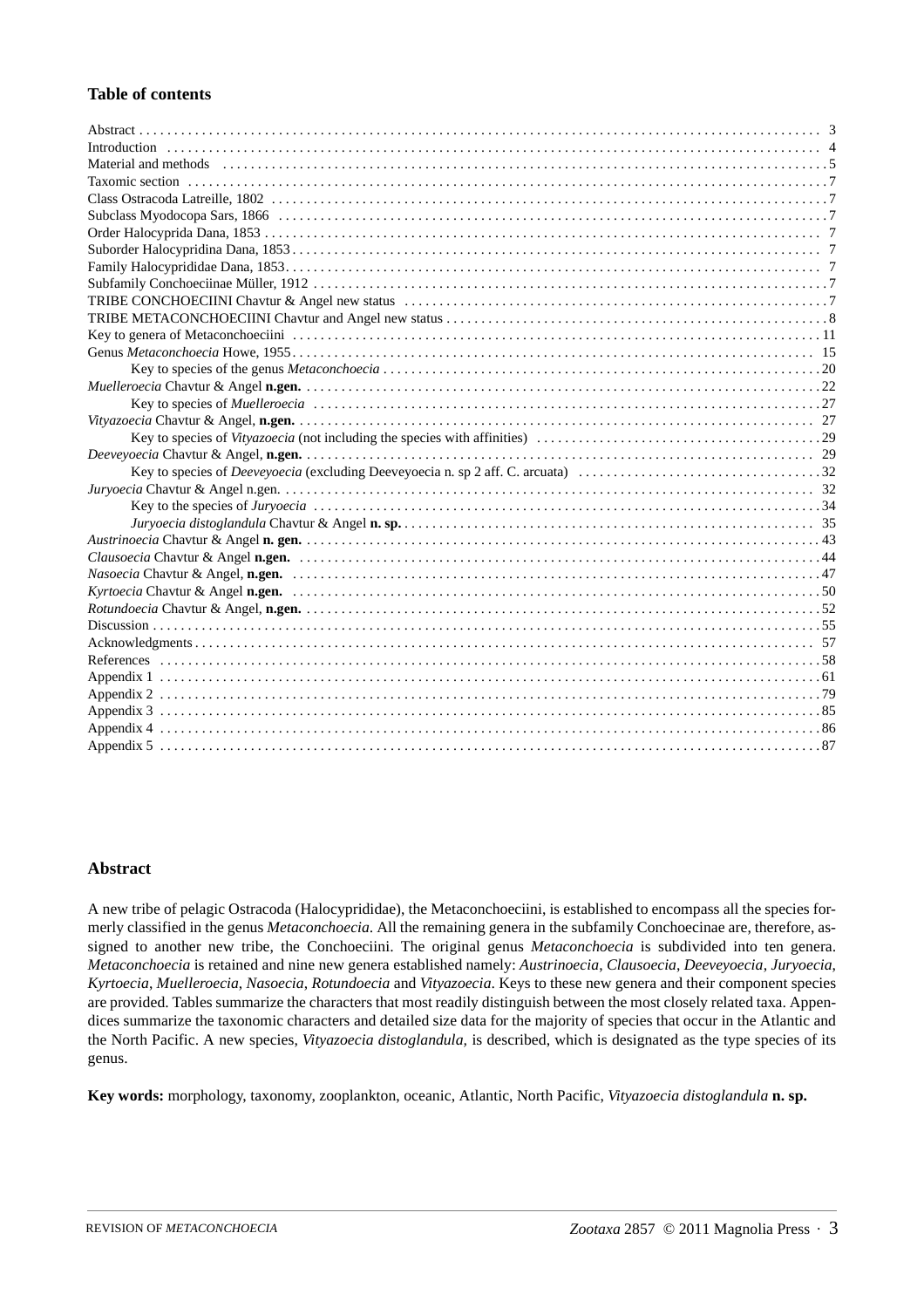## Table of contents

Abstract . . . . . . . . . . 3
Introduction . . . . . . . . . . 4
Material and methods . . . . . . . . . . 5
Taxomic section . . . . . . . . . . 7
Class Ostracoda Latreille, 1802 . . . . . . . . . . 7
Subclass Myodocopa Sars, 1866 . . . . . . . . . . 7
Order Halocyprida Dana, 1853 . . . . . . . . . . 7
Suborder Halocypridina Dana, 1853 . . . . . . . . . . 7
Family Halocyprididae Dana, 1853 . . . . . . . . . . 7
Subfamily Conchoeciinae Müller, 1912 . . . . . . . . . . 7
TRIBE CONCHOECIINI Chavtur & Angel new status . . . . . . . . . . 7
TRIBE METACONCHOECIINI Chavtur and Angel new status . . . . . . . . . . 8
Key to genera of Metaconchoeciini . . . . . . . . . . 11
Genus *Metaconchoecia* Howe, 1955 . . . . . . . . . . 15
Key to species of the genus *Metaconchoecia* . . . . . . . . . . 20
*Muelleroecia* Chavtur & Angel **n.gen.** . . . . . . . . . . 22
Key to species of *Muelleroecia* . . . . . . . . . . 27
*Vityazoecia* Chavtur & Angel, **n.gen.** . . . . . . . . . . 27
Key to species of *Vityazoecia* (not including the species with affinities) . . . . . . . . . . 29
*Deeveyoecia* Chavtur & Angel, **n.gen.** . . . . . . . . . . 29
Key to species of *Deeveyoecia* (excluding Deeveyoecia n. sp 2 aff. C. arcuata) . . . . . . . . . . 32
*Juryoecia* Chavtur & Angel n.gen. . . . . . . . . . . 32
Key to the species of *Juryoecia* . . . . . . . . . . 34
*Juryoecia distoglandula* Chavtur & Angel **n. sp.** . . . . . . . . . . 35
*Austrinoecia* Chavtur & Angel **n. gen.** . . . . . . . . . . 43
*Clausoecia* Chavtur & Angel **n.gen.** . . . . . . . . . . 44
*Nasoecia* Chavtur & Angel, **n.gen.** . . . . . . . . . . 47
*Kyrtoecia* Chavtur & Angel **n.gen.** . . . . . . . . . . 50
*Rotundoecia* Chavtur & Angel, **n.gen.** . . . . . . . . . . 52
Discussion . . . . . . . . . . 55
Acknowledgments . . . . . . . . . . 57
References . . . . . . . . . . 58
Appendix 1 . . . . . . . . . . 61
Appendix 2 . . . . . . . . . . 79
Appendix 3 . . . . . . . . . . 85
Appendix 4 . . . . . . . . . . 86
Appendix 5 . . . . . . . . . . 87

## Abstract

A new tribe of pelagic Ostracoda (Halocyprididae), the Metaconchoeciini, is established to encompass all the species formerly classified in the genus *Metaconchoecia*. All the remaining genera in the subfamily Conchoecinae are, therefore, assigned to another new tribe, the Conchoeciini. The original genus *Metaconchoecia* is subdivided into ten genera. *Metaconchoecia* is retained and nine new genera established namely: *Austrinoecia*, *Clausoecia*, *Deeveyoecia*, *Juryoecia*, *Kyrtoecia*, *Muelleroecia*, *Nasoecia*, *Rotundoecia* and *Vityazoecia*. Keys to these new genera and their component species are provided. Tables summarize the characters that most readily distinguish between the most closely related taxa. Appendices summarize the taxonomic characters and detailed size data for the majority of species that occur in the Atlantic and the North Pacific. A new species, *Vityazoecia distoglandula,* is described, which is designated as the type species of its genus.

**Key words:** morphology, taxonomy, zooplankton, oceanic, Atlantic, North Pacific, *Vityazoecia distoglandula* **n. sp.**